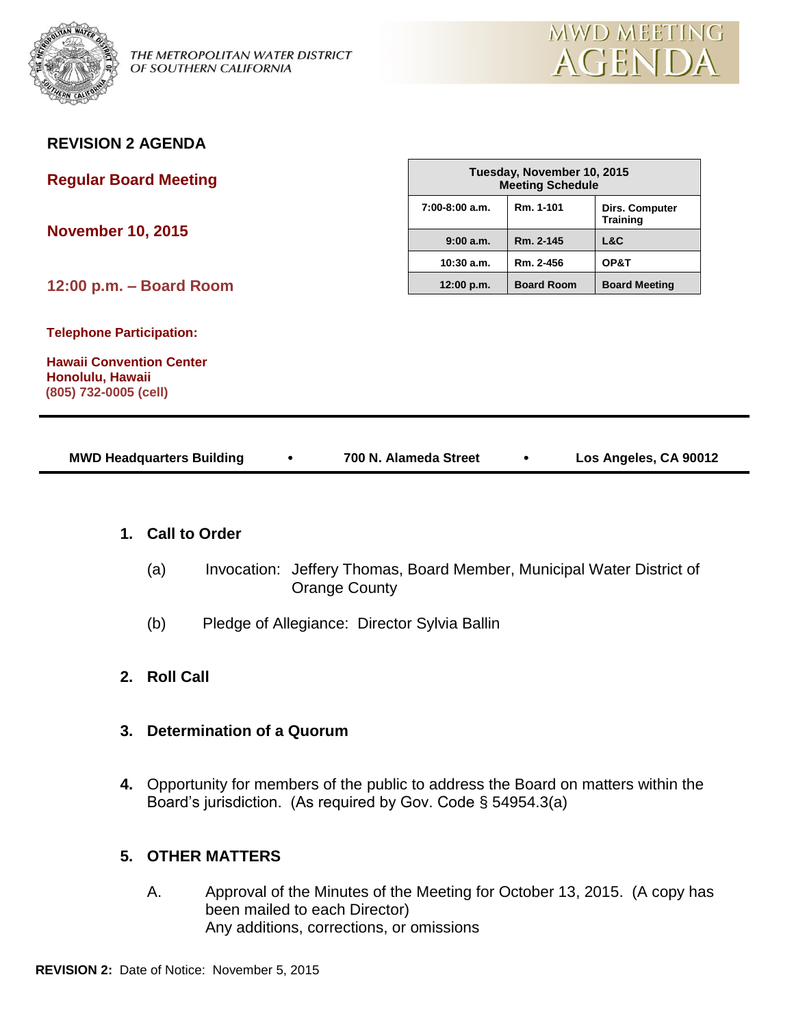THE METROPOLITAN WATER DISTRICT OF SOUTHERN CALIFORNIA

MWD MEETING AGENDA

**REVISION 2 AGENDA**

**Regular Board Meeting**

**November 10, 2015**

**12:00 p.m. – Board Room**

| Tuesday, November 10, 2015 Meeting Schedule | | |
|---|---|---|
| 7:00-8:00 a.m. | Rm. 1-101 | Dirs. Computer Training |
| 9:00 a.m. | Rm. 2-145 | L&C |
| 10:30 a.m. | Rm. 2-456 | OP&T |
| 12:00 p.m. | Board Room | Board Meeting |

**Telephone Participation:**

**Hawaii Convention Center**
**Honolulu, Hawaii**
**(805) 732-0005 (cell)**

**MWD Headquarters Building • 700 N. Alameda Street • Los Angeles, CA 90012**

**1. Call to Order**

(a) Invocation: Jeffery Thomas, Board Member, Municipal Water District of Orange County

(b) Pledge of Allegiance: Director Sylvia Ballin

**2. Roll Call**

**3. Determination of a Quorum**

**4.** Opportunity for members of the public to address the Board on matters within the Board's jurisdiction. (As required by Gov. Code § 54954.3(a)

**5. OTHER MATTERS**

A. Approval of the Minutes of the Meeting for October 13, 2015. (A copy has been mailed to each Director)
Any additions, corrections, or omissions

**REVISION 2:** Date of Notice: November 5, 2015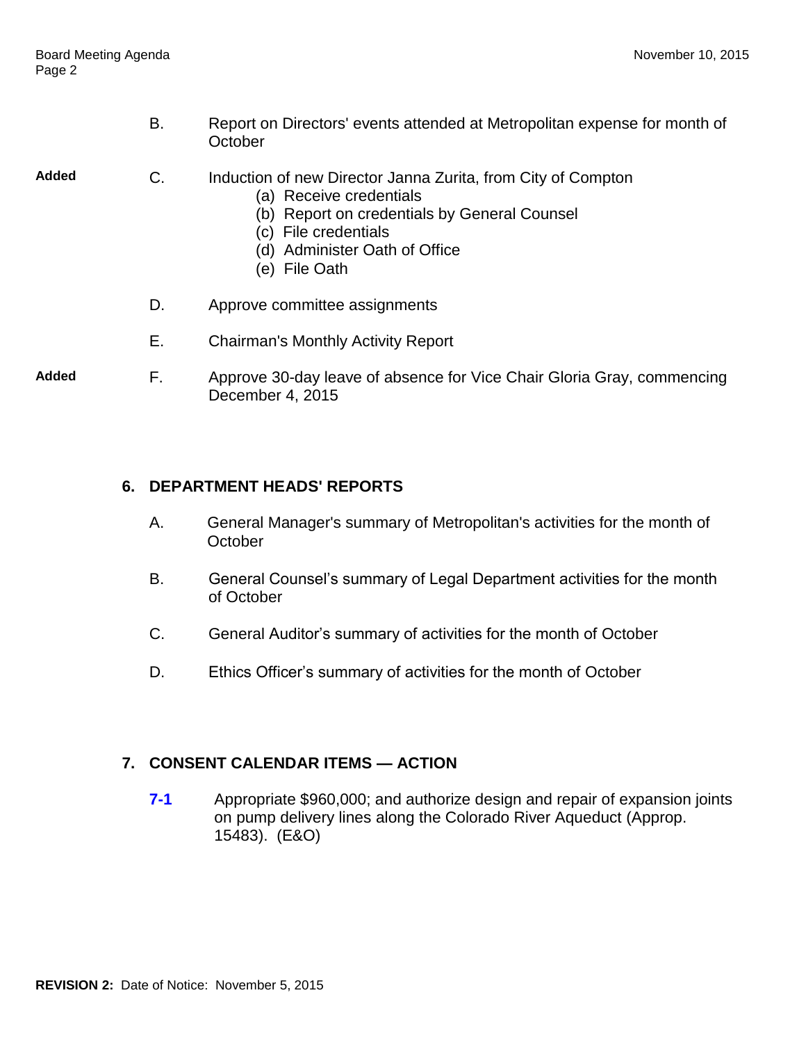B. Report on Directors' events attended at Metropolitan expense for month of October

**Added** C. Induction of new Director Janna Zurita, from City of Compton
- (a) Receive credentials
- (b) Report on credentials by General Counsel
- (c) File credentials
- (d) Administer Oath of Office
- (e) File Oath

D. Approve committee assignments

E. Chairman's Monthly Activity Report

**Added** F. Approve 30-day leave of absence for Vice Chair Gloria Gray, commencing December 4, 2015

## 6. DEPARTMENT HEADS' REPORTS

A. General Manager's summary of Metropolitan's activities for the month of October

B. General Counsel's summary of Legal Department activities for the month of October

C. General Auditor's summary of activities for the month of October

D. Ethics Officer's summary of activities for the month of October

## 7. CONSENT CALENDAR ITEMS — ACTION

**7-1** Appropriate $960,000; and authorize design and repair of expansion joints on pump delivery lines along the Colorado River Aqueduct (Approp. 15483). (E&O)

**REVISION 2:** Date of Notice: November 5, 2015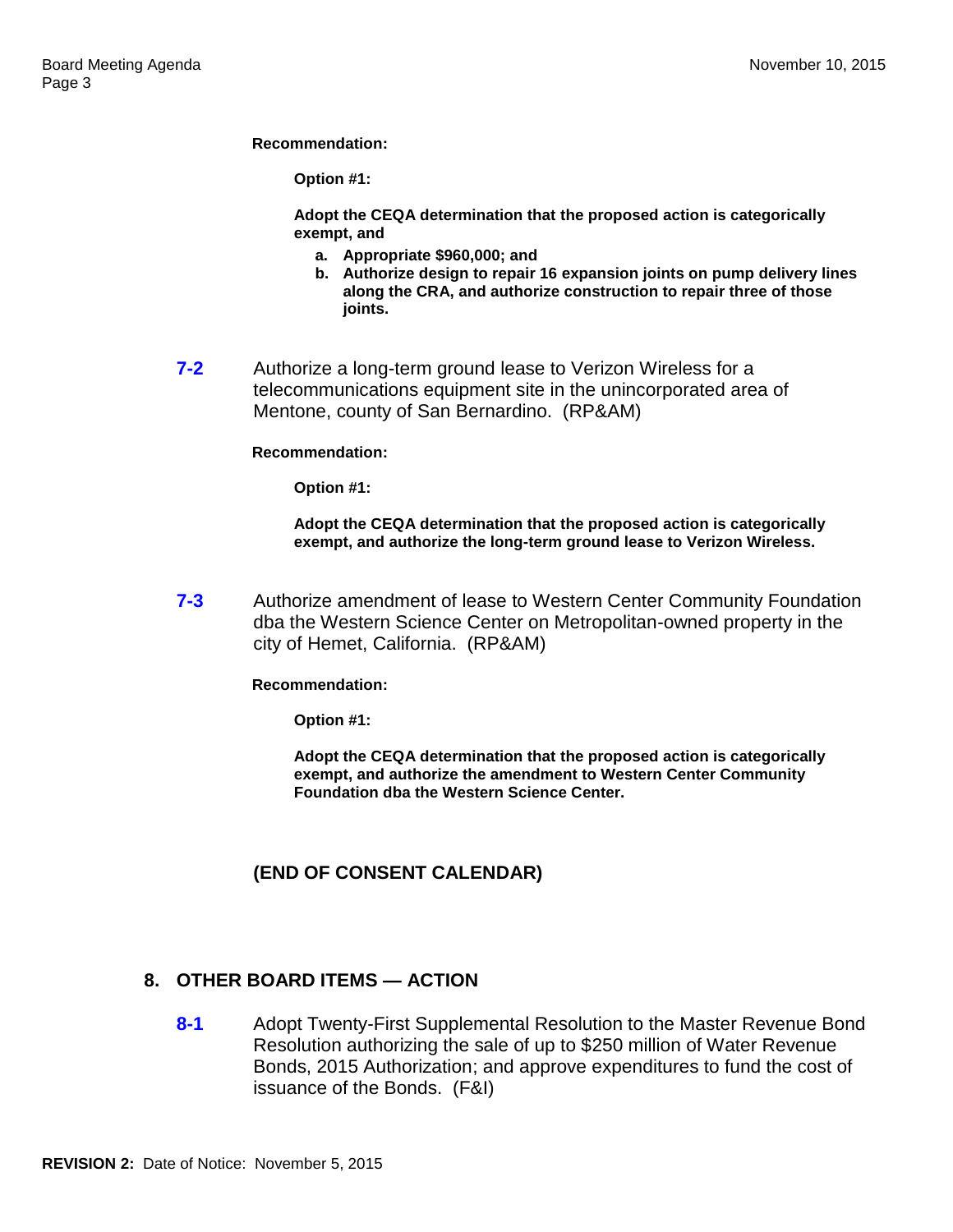**Recommendation:**

**Option #1:**

**Adopt the CEQA determination that the proposed action is categorically exempt, and**

- **a. Appropriate $960,000; and**
- **b. Authorize design to repair 16 expansion joints on pump delivery lines along the CRA, and authorize construction to repair three of those joints.**

**7-2** Authorize a long-term ground lease to Verizon Wireless for a telecommunications equipment site in the unincorporated area of Mentone, county of San Bernardino. (RP&AM)

**Recommendation:**

**Option #1:**

**Adopt the CEQA determination that the proposed action is categorically exempt, and authorize the long-term ground lease to Verizon Wireless.**

**7-3** Authorize amendment of lease to Western Center Community Foundation dba the Western Science Center on Metropolitan-owned property in the city of Hemet, California. (RP&AM)

**Recommendation:**

**Option #1:**

**Adopt the CEQA determination that the proposed action is categorically exempt, and authorize the amendment to Western Center Community Foundation dba the Western Science Center.**

**(END OF CONSENT CALENDAR)**

## 8. OTHER BOARD ITEMS — ACTION

**8-1** Adopt Twenty-First Supplemental Resolution to the Master Revenue Bond Resolution authorizing the sale of up to $250 million of Water Revenue Bonds, 2015 Authorization; and approve expenditures to fund the cost of issuance of the Bonds. (F&I)

**REVISION 2:** Date of Notice: November 5, 2015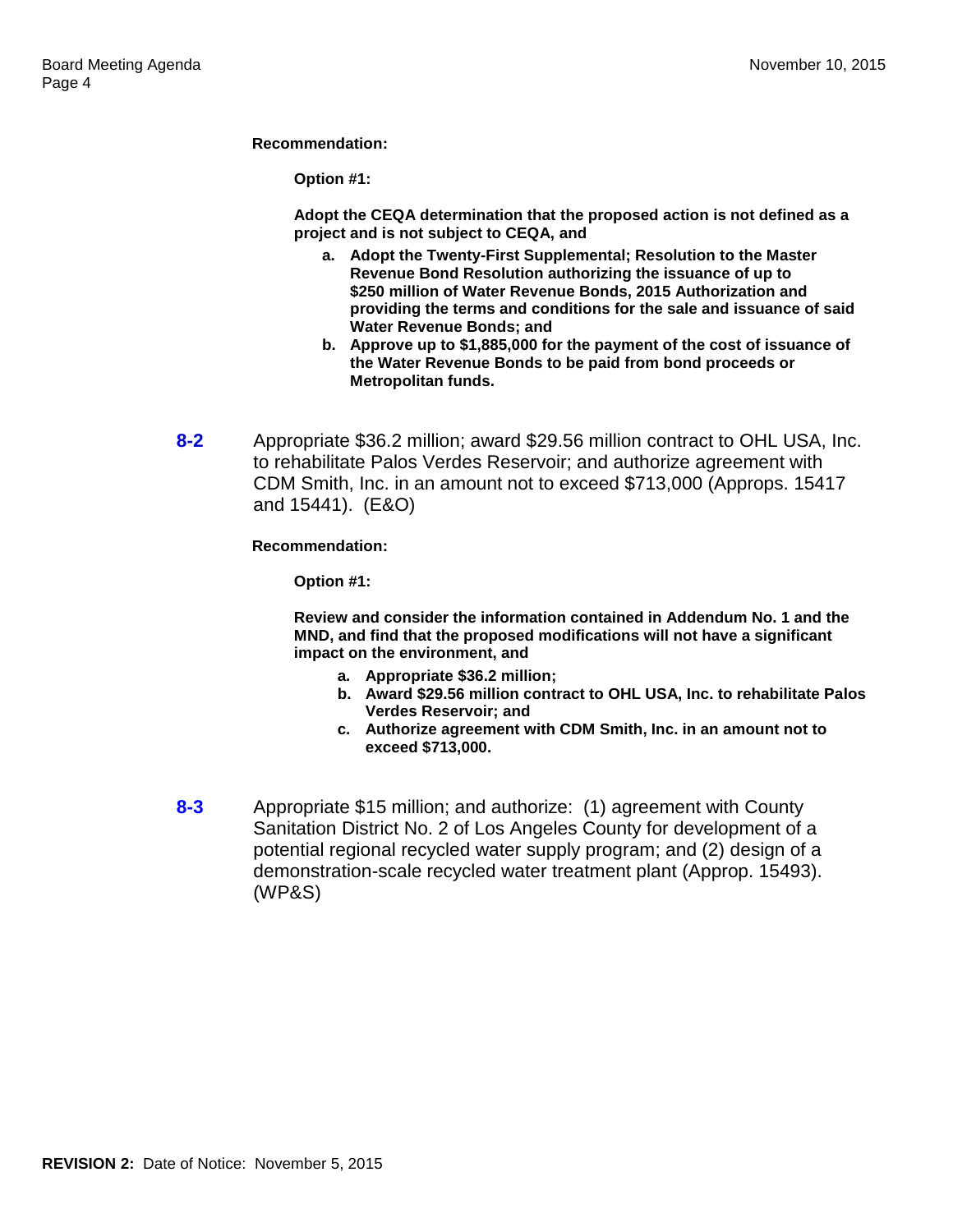**Recommendation:**

**Option #1:**

**Adopt the CEQA determination that the proposed action is not defined as a project and is not subject to CEQA, and**

- **a. Adopt the Twenty-First Supplemental; Resolution to the Master Revenue Bond Resolution authorizing the issuance of up to $250 million of Water Revenue Bonds, 2015 Authorization and providing the terms and conditions for the sale and issuance of said Water Revenue Bonds; and**
- **b. Approve up to $1,885,000 for the payment of the cost of issuance of the Water Revenue Bonds to be paid from bond proceeds or Metropolitan funds.**

**8-2** Appropriate $36.2 million; award $29.56 million contract to OHL USA, Inc. to rehabilitate Palos Verdes Reservoir; and authorize agreement with CDM Smith, Inc. in an amount not to exceed $713,000 (Approps. 15417 and 15441). (E&O)

**Recommendation:**

**Option #1:**

**Review and consider the information contained in Addendum No. 1 and the MND, and find that the proposed modifications will not have a significant impact on the environment, and**

- **a. Appropriate $36.2 million;**
- **b. Award $29.56 million contract to OHL USA, Inc. to rehabilitate Palos Verdes Reservoir; and**
- **c. Authorize agreement with CDM Smith, Inc. in an amount not to exceed $713,000.**

**8-3** Appropriate $15 million; and authorize: (1) agreement with County Sanitation District No. 2 of Los Angeles County for development of a potential regional recycled water supply program; and (2) design of a demonstration-scale recycled water treatment plant (Approp. 15493). (WP&S)

**REVISION 2:** Date of Notice: November 5, 2015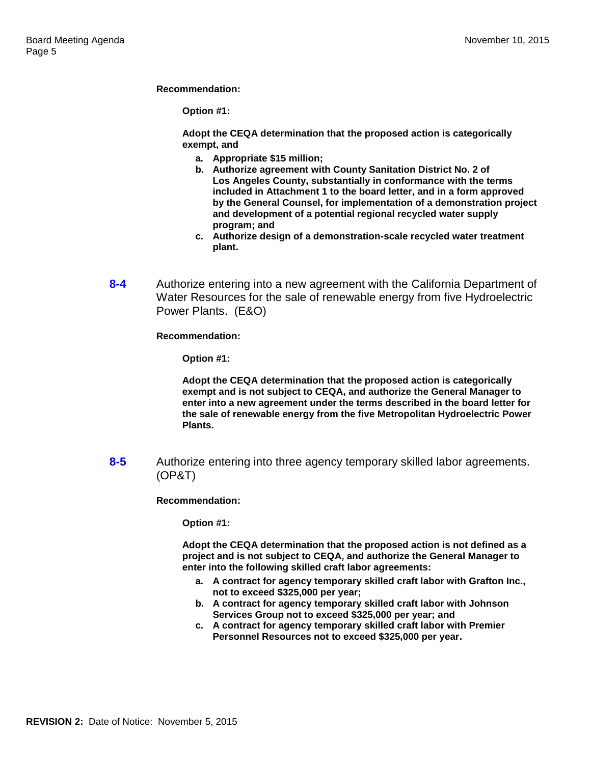**Recommendation:**

**Option #1:**

**Adopt the CEQA determination that the proposed action is categorically exempt, and**

- **a. Appropriate $15 million;**
- **b. Authorize agreement with County Sanitation District No. 2 of Los Angeles County, substantially in conformance with the terms included in Attachment 1 to the board letter, and in a form approved by the General Counsel, for implementation of a demonstration project and development of a potential regional recycled water supply program; and**
- **c. Authorize design of a demonstration-scale recycled water treatment plant.**

**8-4** Authorize entering into a new agreement with the California Department of Water Resources for the sale of renewable energy from five Hydroelectric Power Plants. (E&O)

**Recommendation:**

**Option #1:**

**Adopt the CEQA determination that the proposed action is categorically exempt and is not subject to CEQA, and authorize the General Manager to enter into a new agreement under the terms described in the board letter for the sale of renewable energy from the five Metropolitan Hydroelectric Power Plants.**

**8-5** Authorize entering into three agency temporary skilled labor agreements. (OP&T)

**Recommendation:**

**Option #1:**

**Adopt the CEQA determination that the proposed action is not defined as a project and is not subject to CEQA, and authorize the General Manager to enter into the following skilled craft labor agreements:**

- **a. A contract for agency temporary skilled craft labor with Grafton Inc., not to exceed $325,000 per year;**
- **b. A contract for agency temporary skilled craft labor with Johnson Services Group not to exceed $325,000 per year; and**
- **c. A contract for agency temporary skilled craft labor with Premier Personnel Resources not to exceed $325,000 per year.**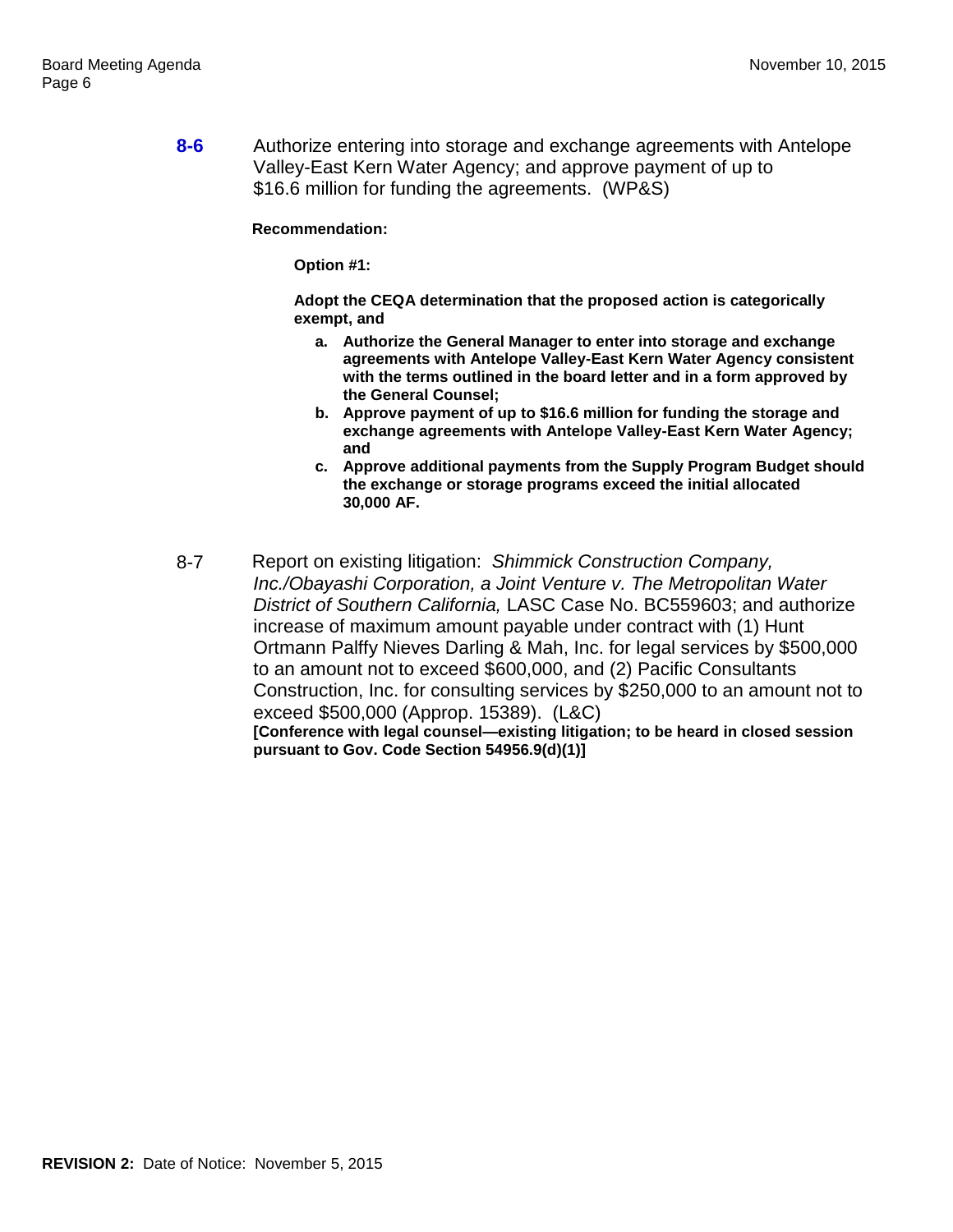**8-6** Authorize entering into storage and exchange agreements with Antelope Valley-East Kern Water Agency; and approve payment of up to $16.6 million for funding the agreements. (WP&S)

**Recommendation:**

**Option #1:**

**Adopt the CEQA determination that the proposed action is categorically exempt, and**

- **a. Authorize the General Manager to enter into storage and exchange agreements with Antelope Valley-East Kern Water Agency consistent with the terms outlined in the board letter and in a form approved by the General Counsel;**
- **b. Approve payment of up to $16.6 million for funding the storage and exchange agreements with Antelope Valley-East Kern Water Agency; and**
- **c. Approve additional payments from the Supply Program Budget should the exchange or storage programs exceed the initial allocated 30,000 AF.**

8-7 Report on existing litigation: *Shimmick Construction Company, Inc./Obayashi Corporation, a Joint Venture v. The Metropolitan Water District of Southern California,* LASC Case No. BC559603; and authorize increase of maximum amount payable under contract with (1) Hunt Ortmann Palffy Nieves Darling & Mah, Inc. for legal services by $500,000 to an amount not to exceed $600,000, and (2) Pacific Consultants Construction, Inc. for consulting services by $250,000 to an amount not to exceed $500,000 (Approp. 15389). (L&C)
**[Conference with legal counsel—existing litigation; to be heard in closed session pursuant to Gov. Code Section 54956.9(d)(1)]**

**REVISION 2:** Date of Notice: November 5, 2015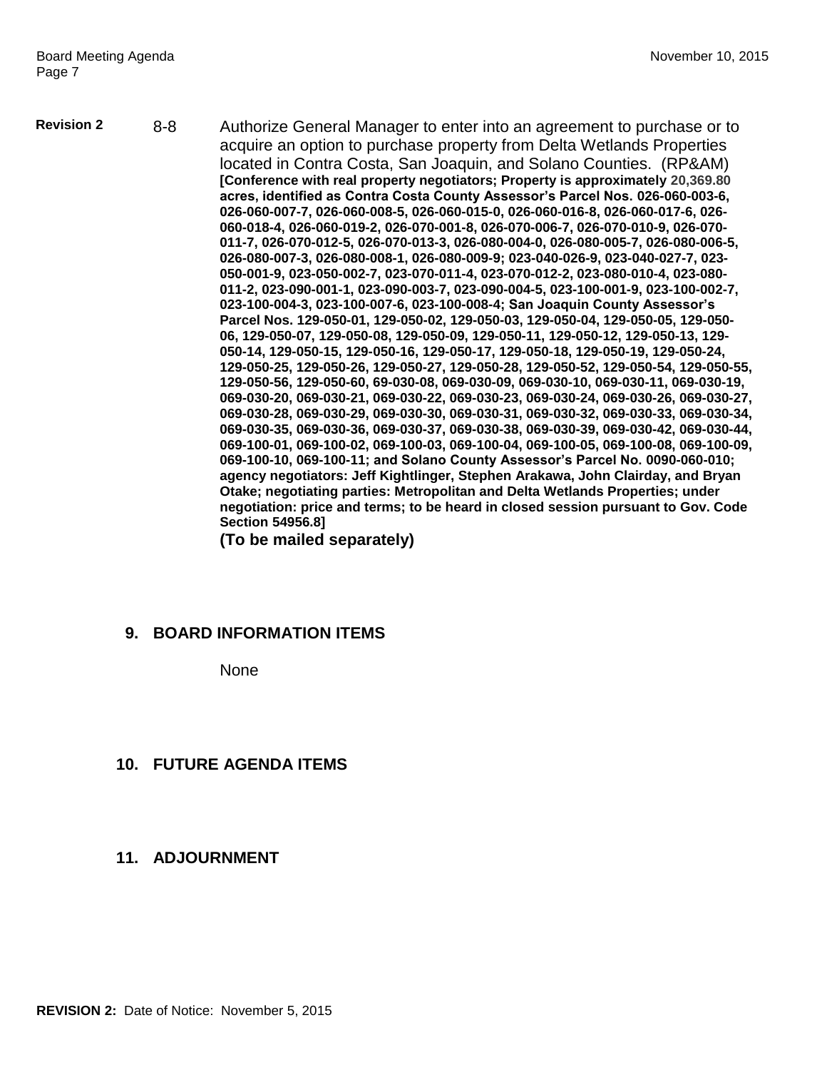**Revision 2** 8-8 Authorize General Manager to enter into an agreement to purchase or to acquire an option to purchase property from Delta Wetlands Properties located in Contra Costa, San Joaquin, and Solano Counties. (RP&AM) **[Conference with real property negotiators; Property is approximately 20,369.80 acres, identified as Contra Costa County Assessor's Parcel Nos. 026-060-003-6, 026-060-007-7, 026-060-008-5, 026-060-015-0, 026-060-016-8, 026-060-017-6, 026-060-018-4, 026-060-019-2, 026-070-001-8, 026-070-006-7, 026-070-010-9, 026-070-011-7, 026-070-012-5, 026-070-013-3, 026-080-004-0, 026-080-005-7, 026-080-006-5, 026-080-007-3, 026-080-008-1, 026-080-009-9; 023-040-026-9, 023-040-027-7, 023-050-001-9, 023-050-002-7, 023-070-011-4, 023-070-012-2, 023-080-010-4, 023-080-011-2, 023-090-001-1, 023-090-003-7, 023-090-004-5, 023-100-001-9, 023-100-002-7, 023-100-004-3, 023-100-007-6, 023-100-008-4; San Joaquin County Assessor's Parcel Nos. 129-050-01, 129-050-02, 129-050-03, 129-050-04, 129-050-05, 129-050-06, 129-050-07, 129-050-08, 129-050-09, 129-050-11, 129-050-12, 129-050-13, 129-050-14, 129-050-15, 129-050-16, 129-050-17, 129-050-18, 129-050-19, 129-050-24, 129-050-25, 129-050-26, 129-050-27, 129-050-28, 129-050-52, 129-050-54, 129-050-55, 129-050-56, 129-050-60, 69-030-08, 069-030-09, 069-030-10, 069-030-11, 069-030-19, 069-030-20, 069-030-21, 069-030-22, 069-030-23, 069-030-24, 069-030-26, 069-030-27, 069-030-28, 069-030-29, 069-030-30, 069-030-31, 069-030-32, 069-030-33, 069-030-34, 069-030-35, 069-030-36, 069-030-37, 069-030-38, 069-030-39, 069-030-42, 069-030-44, 069-100-01, 069-100-02, 069-100-03, 069-100-04, 069-100-05, 069-100-08, 069-100-09, 069-100-10, 069-100-11; and Solano County Assessor's Parcel No. 0090-060-010; agency negotiators: Jeff Kightlinger, Stephen Arakawa, John Clairday, and Bryan Otake; negotiating parties: Metropolitan and Delta Wetlands Properties; under negotiation: price and terms; to be heard in closed session pursuant to Gov. Code Section 54956.8]**

**(To be mailed separately)**

## 9. BOARD INFORMATION ITEMS

None

## 10. FUTURE AGENDA ITEMS

## 11. ADJOURNMENT

**REVISION 2:** Date of Notice: November 5, 2015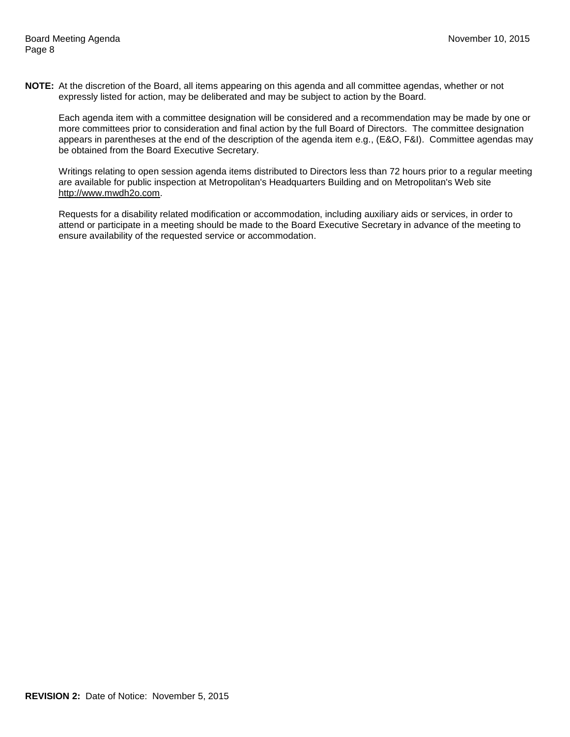**NOTE:** At the discretion of the Board, all items appearing on this agenda and all committee agendas, whether or not expressly listed for action, may be deliberated and may be subject to action by the Board.

Each agenda item with a committee designation will be considered and a recommendation may be made by one or more committees prior to consideration and final action by the full Board of Directors. The committee designation appears in parentheses at the end of the description of the agenda item e.g., (E&O, F&I). Committee agendas may be obtained from the Board Executive Secretary.

Writings relating to open session agenda items distributed to Directors less than 72 hours prior to a regular meeting are available for public inspection at Metropolitan's Headquarters Building and on Metropolitan's Web site http://www.mwdh2o.com.

Requests for a disability related modification or accommodation, including auxiliary aids or services, in order to attend or participate in a meeting should be made to the Board Executive Secretary in advance of the meeting to ensure availability of the requested service or accommodation.

**REVISION 2:** Date of Notice: November 5, 2015